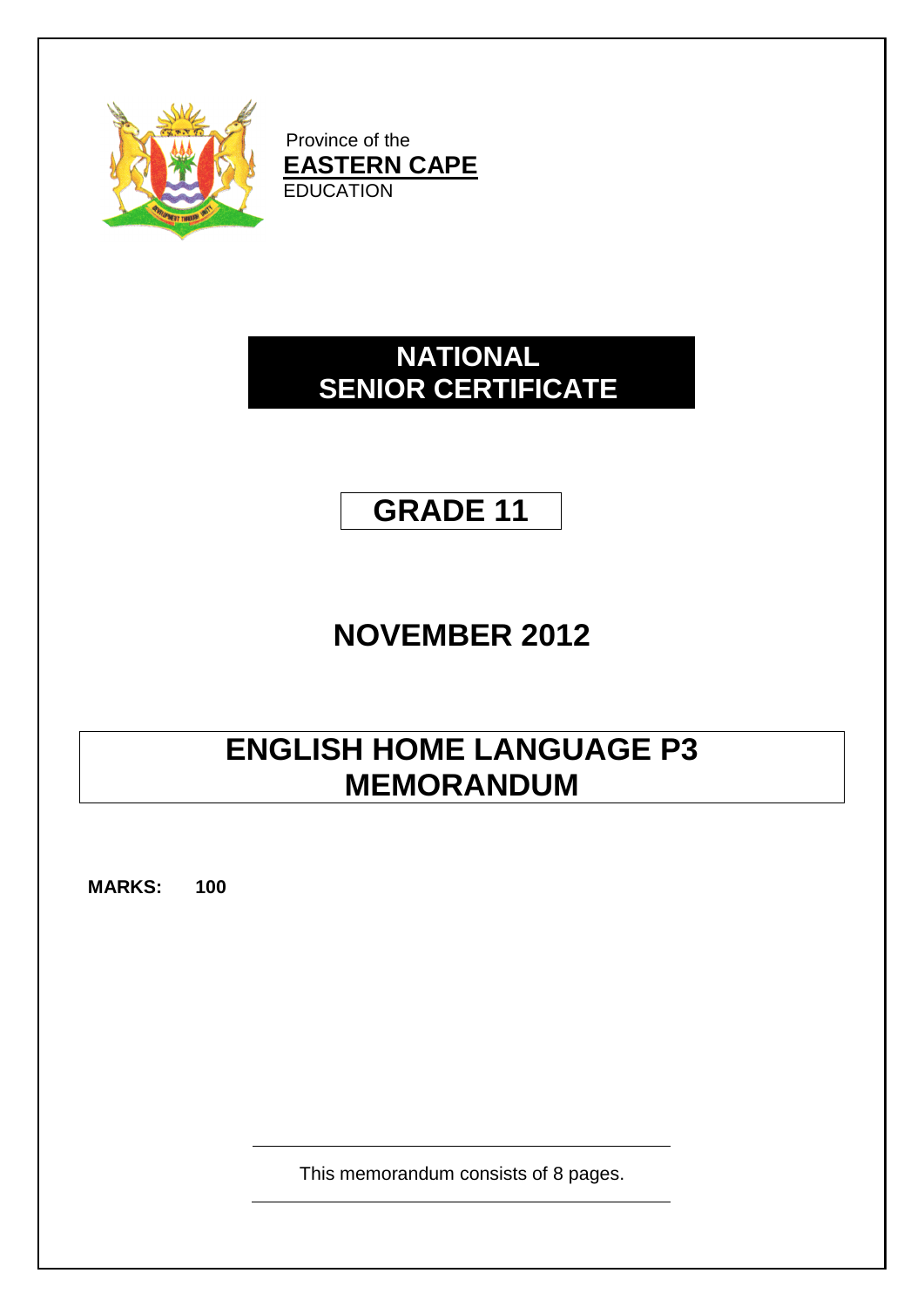Province of the
**EASTERN CAPE**
EDUCATION

# NATIONAL SENIOR CERTIFICATE

## GRADE 11

## NOVEMBER 2012

# ENGLISH HOME LANGUAGE P3 MEMORANDUM

**MARKS: 100**

This memorandum consists of 8 pages.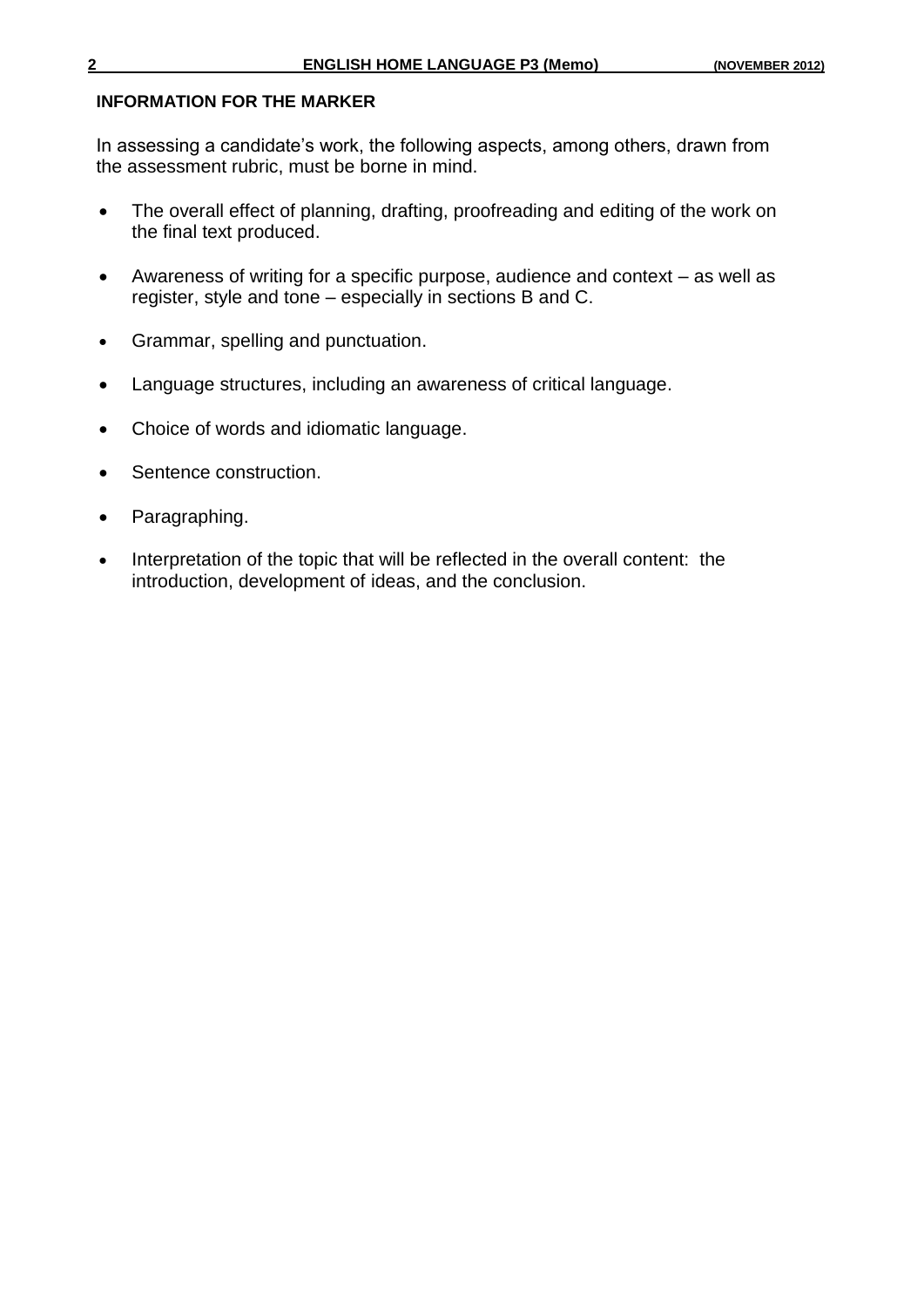**INFORMATION FOR THE MARKER**

In assessing a candidate's work, the following aspects, among others, drawn from the assessment rubric, must be borne in mind.

- The overall effect of planning, drafting, proofreading and editing of the work on the final text produced.
- Awareness of writing for a specific purpose, audience and context – as well as register, style and tone – especially in sections B and C.
- Grammar, spelling and punctuation.
- Language structures, including an awareness of critical language.
- Choice of words and idiomatic language.
- Sentence construction.
- Paragraphing.
- Interpretation of the topic that will be reflected in the overall content: the introduction, development of ideas, and the conclusion.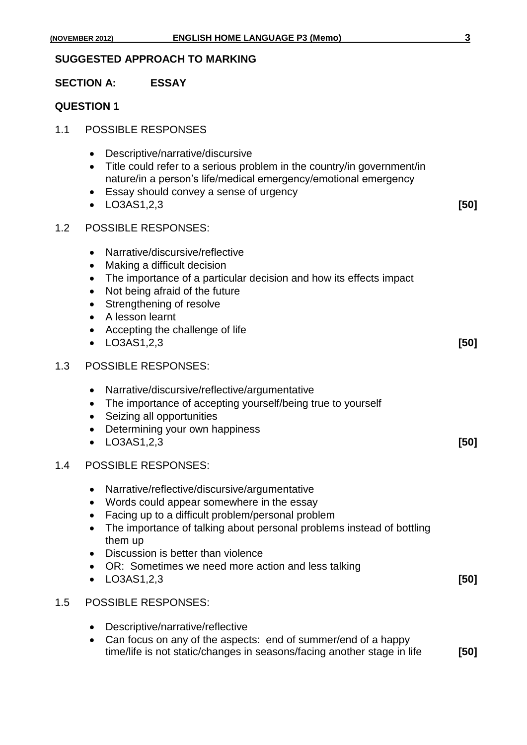**SUGGESTED APPROACH TO MARKING**

**SECTION A: ESSAY**

**QUESTION 1**

1.1 POSSIBLE RESPONSES

- Descriptive/narrative/discursive
- Title could refer to a serious problem in the country/in government/in nature/in a person's life/medical emergency/emotional emergency
- Essay should convey a sense of urgency
- LO3AS1,2,3 **[50]**

1.2 POSSIBLE RESPONSES:

- Narrative/discursive/reflective
- Making a difficult decision
- The importance of a particular decision and how its effects impact
- Not being afraid of the future
- Strengthening of resolve
- A lesson learnt
- Accepting the challenge of life
- LO3AS1,2,3 **[50]**

1.3 POSSIBLE RESPONSES:

- Narrative/discursive/reflective/argumentative
- The importance of accepting yourself/being true to yourself
- Seizing all opportunities
- Determining your own happiness
- LO3AS1,2,3 **[50]**

1.4 POSSIBLE RESPONSES:

- Narrative/reflective/discursive/argumentative
- Words could appear somewhere in the essay
- Facing up to a difficult problem/personal problem
- The importance of talking about personal problems instead of bottling them up
- Discussion is better than violence
- OR: Sometimes we need more action and less talking
- LO3AS1,2,3 **[50]**

1.5 POSSIBLE RESPONSES:

- Descriptive/narrative/reflective
- Can focus on any of the aspects: end of summer/end of a happy time/life is not static/changes in seasons/facing another stage in life **[50]**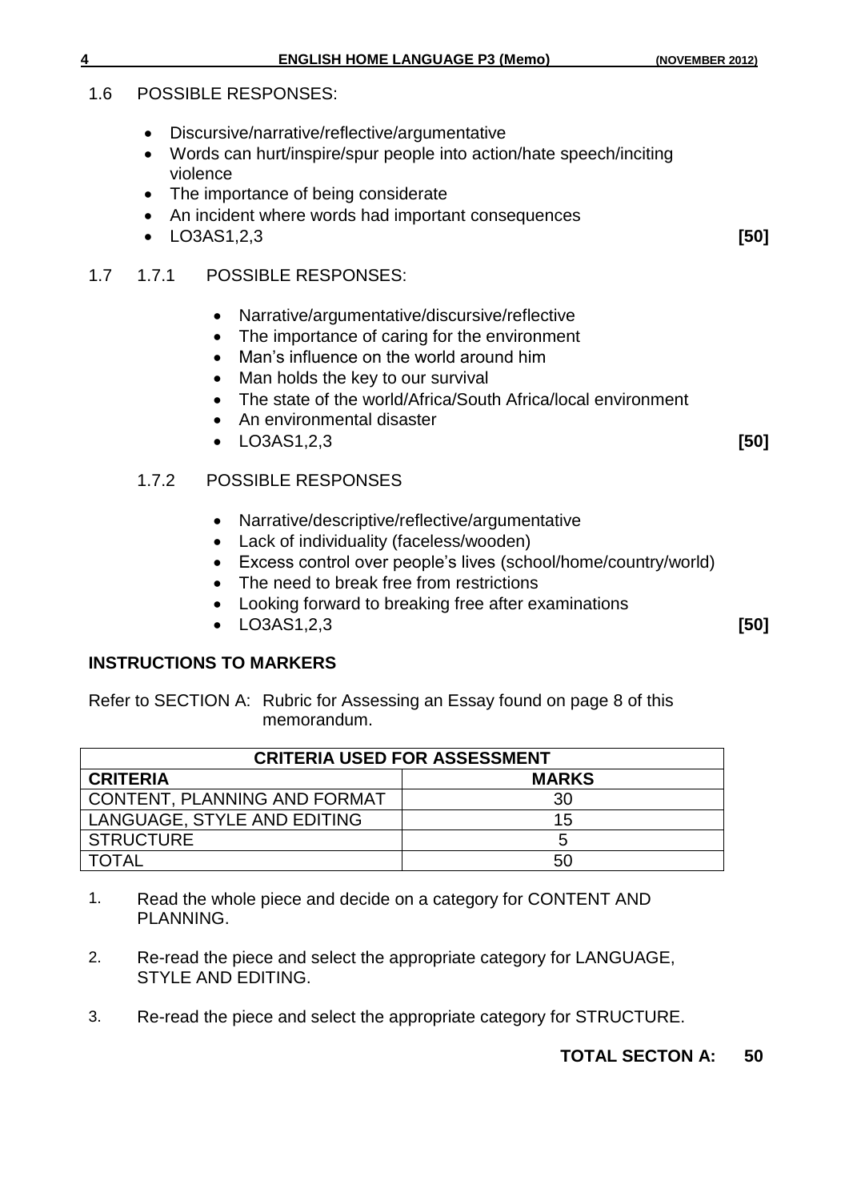1.6 POSSIBLE RESPONSES:

- Discursive/narrative/reflective/argumentative
- Words can hurt/inspire/spur people into action/hate speech/inciting violence
- The importance of being considerate
- An incident where words had important consequences
- LO3AS1,2,3 **[50]**

1.7 1.7.1 POSSIBLE RESPONSES:

- Narrative/argumentative/discursive/reflective
- The importance of caring for the environment
- Man's influence on the world around him
- Man holds the key to our survival
- The state of the world/Africa/South Africa/local environment
- An environmental disaster
- LO3AS1,2,3 **[50]**

1.7.2 POSSIBLE RESPONSES

- Narrative/descriptive/reflective/argumentative
- Lack of individuality (faceless/wooden)
- Excess control over people's lives (school/home/country/world)
- The need to break free from restrictions
- Looking forward to breaking free after examinations
- LO3AS1,2,3 **[50]**

**INSTRUCTIONS TO MARKERS**

Refer to SECTION A: Rubric for Assessing an Essay found on page 8 of this memorandum.

| **CRITERIA USED FOR ASSESSMENT** | |
|---|---|
| **CRITERIA** | **MARKS** |
| CONTENT, PLANNING AND FORMAT | 30 |
| LANGUAGE, STYLE AND EDITING | 15 |
| STRUCTURE | 5 |
| TOTAL | 50 |

1. Read the whole piece and decide on a category for CONTENT AND PLANNING.
2. Re-read the piece and select the appropriate category for LANGUAGE, STYLE AND EDITING.
3. Re-read the piece and select the appropriate category for STRUCTURE.

**TOTAL SECTON A: 50**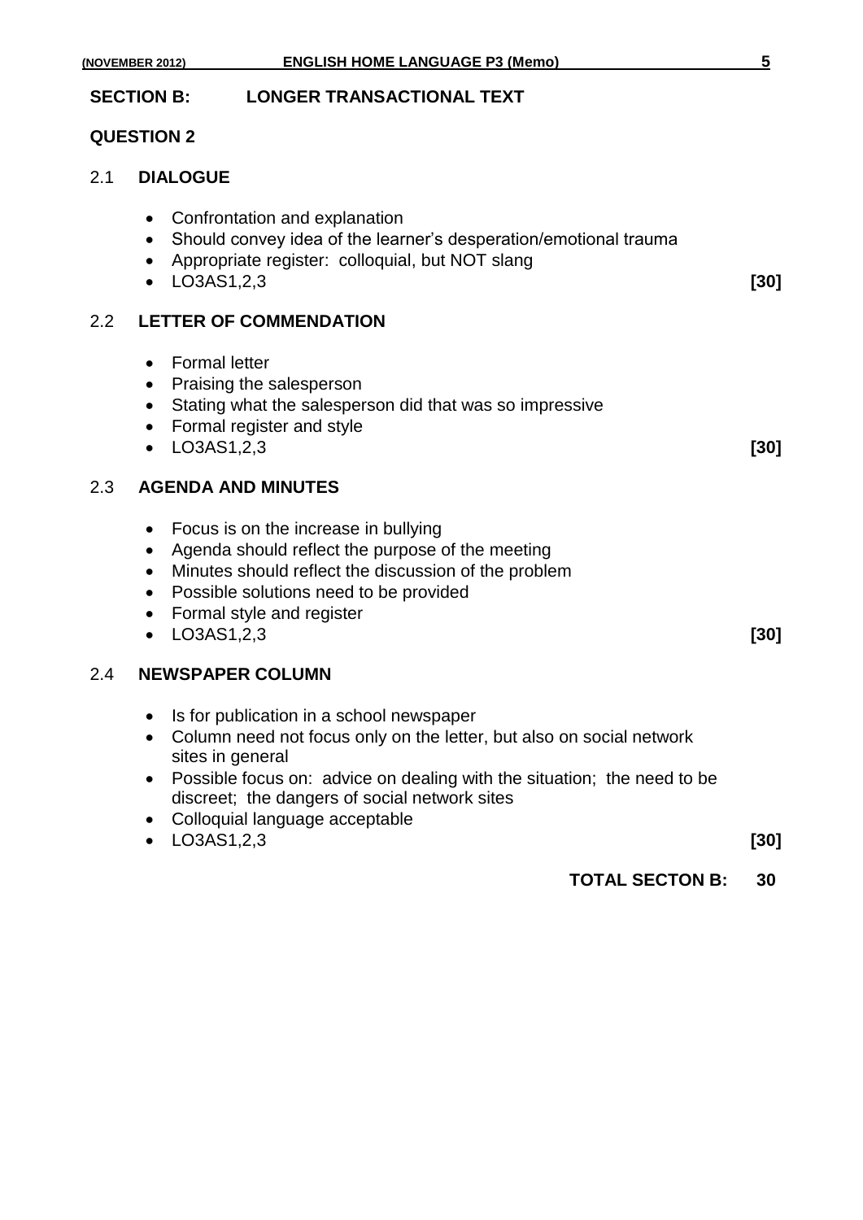## SECTION B: LONGER TRANSACTIONAL TEXT

### QUESTION 2

#### 2.1 DIALOGUE

- Confrontation and explanation
- Should convey idea of the learner's desperation/emotional trauma
- Appropriate register: colloquial, but NOT slang
- LO3AS1,2,3 **[30]**

#### 2.2 LETTER OF COMMENDATION

- Formal letter
- Praising the salesperson
- Stating what the salesperson did that was so impressive
- Formal register and style
- LO3AS1,2,3 **[30]**

#### 2.3 AGENDA AND MINUTES

- Focus is on the increase in bullying
- Agenda should reflect the purpose of the meeting
- Minutes should reflect the discussion of the problem
- Possible solutions need to be provided
- Formal style and register
- LO3AS1,2,3 **[30]**

#### 2.4 NEWSPAPER COLUMN

- Is for publication in a school newspaper
- Column need not focus only on the letter, but also on social network sites in general
- Possible focus on: advice on dealing with the situation; the need to be discreet; the dangers of social network sites
- Colloquial language acceptable
- LO3AS1,2,3 **[30]**

**TOTAL SECTON B: 30**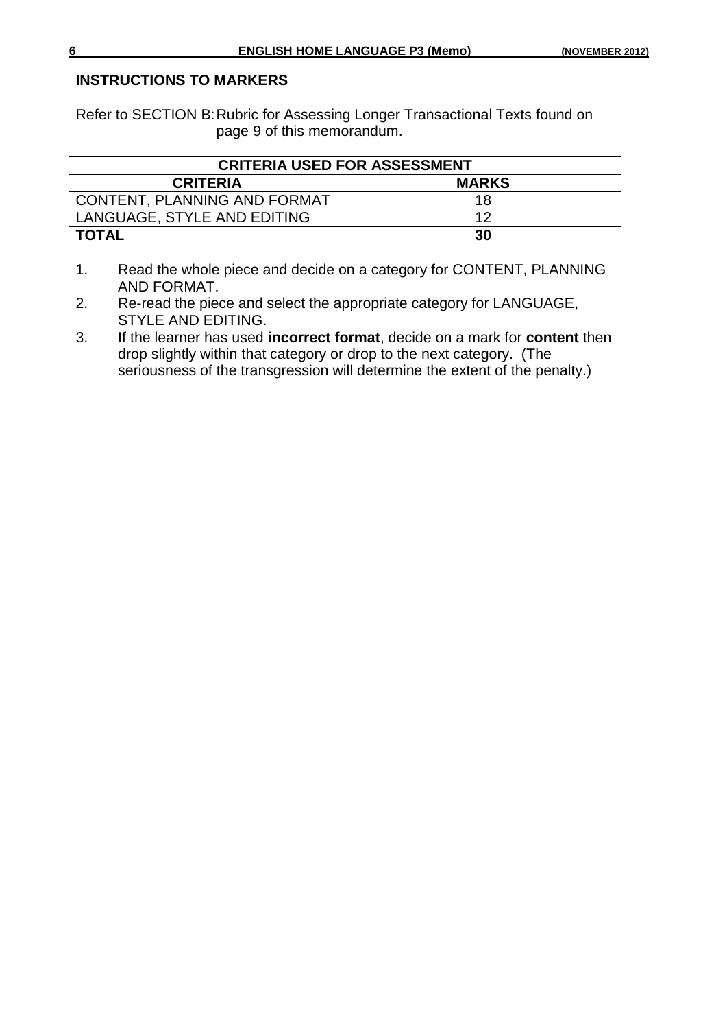## INSTRUCTIONS TO MARKERS

Refer to SECTION B: Rubric for Assessing Longer Transactional Texts found on page 9 of this memorandum.

| CRITERIA USED FOR ASSESSMENT | |
|---|---|
| **CRITERIA** | **MARKS** |
| CONTENT, PLANNING AND FORMAT | 18 |
| LANGUAGE, STYLE AND EDITING | 12 |
| **TOTAL** | **30** |

1. Read the whole piece and decide on a category for CONTENT, PLANNING AND FORMAT.
2. Re-read the piece and select the appropriate category for LANGUAGE, STYLE AND EDITING.
3. If the learner has used **incorrect format**, decide on a mark for **content** then drop slightly within that category or drop to the next category. (The seriousness of the transgression will determine the extent of the penalty.)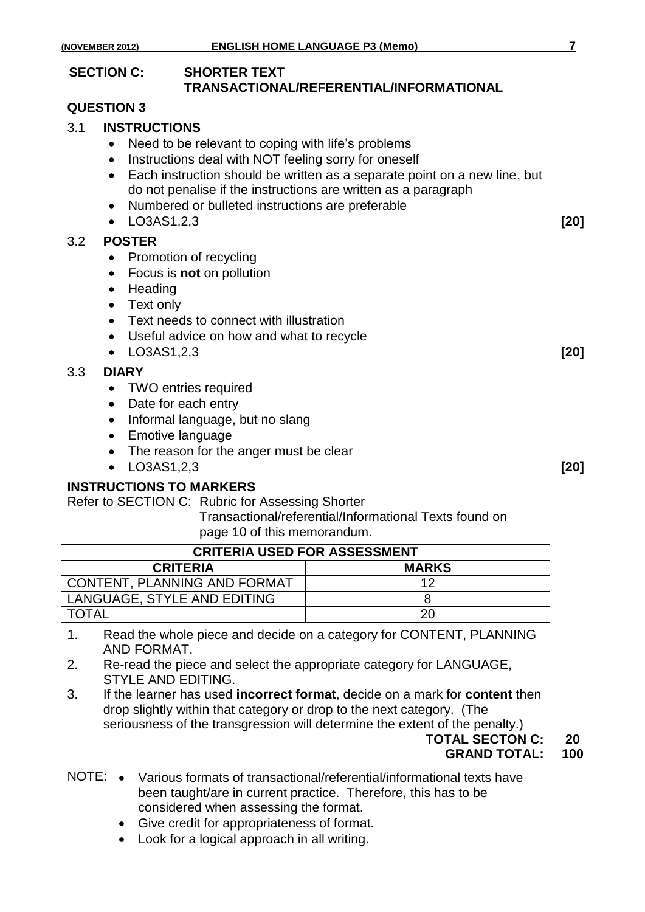## SECTION C: SHORTER TEXT TRANSACTIONAL/REFERENTIAL/INFORMATIONAL

### QUESTION 3

**3.1 INSTRUCTIONS**

- Need to be relevant to coping with life's problems
- Instructions deal with NOT feeling sorry for oneself
- Each instruction should be written as a separate point on a new line, but do not penalise if the instructions are written as a paragraph
- Numbered or bulleted instructions are preferable
- LO3AS1,2,3 **[20]**

**3.2 POSTER**

- Promotion of recycling
- Focus is **not** on pollution
- Heading
- Text only
- Text needs to connect with illustration
- Useful advice on how and what to recycle
- LO3AS1,2,3 **[20]**

**3.3 DIARY**

- TWO entries required
- Date for each entry
- Informal language, but no slang
- Emotive language
- The reason for the anger must be clear
- LO3AS1,2,3 **[20]**

**INSTRUCTIONS TO MARKERS**

Refer to SECTION C: Rubric for Assessing Shorter Transactional/referential/Informational Texts found on page 10 of this memorandum.

| CRITERIA USED FOR ASSESSMENT | |
|---|---|
| **CRITERIA** | **MARKS** |
| CONTENT, PLANNING AND FORMAT | 12 |
| LANGUAGE, STYLE AND EDITING | 8 |
| TOTAL | 20 |

1. Read the whole piece and decide on a category for CONTENT, PLANNING AND FORMAT.
2. Re-read the piece and select the appropriate category for LANGUAGE, STYLE AND EDITING.
3. If the learner has used **incorrect format**, decide on a mark for **content** then drop slightly within that category or drop to the next category. (The seriousness of the transgression will determine the extent of the penalty.)

**TOTAL SECTON C: 20**

**GRAND TOTAL: 100**

NOTE:
- Various formats of transactional/referential/informational texts have been taught/are in current practice. Therefore, this has to be considered when assessing the format.
- Give credit for appropriateness of format.
- Look for a logical approach in all writing.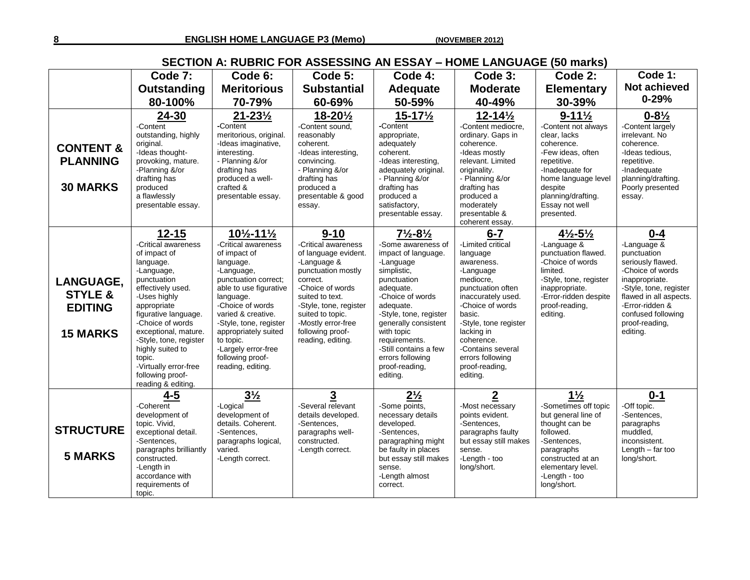## SECTION A: RUBRIC FOR ASSESSING AN ESSAY – HOME LANGUAGE (50 marks)

| | Code 7: Outstanding 80-100% | Code 6: Meritorious 70-79% | Code 5: Substantial 60-69% | Code 4: Adequate 50-59% | Code 3: Moderate 40-49% | Code 2: Elementary 30-39% | Code 1: Not achieved 0-29% |
|---|---|---|---|---|---|---|---|
| **CONTENT & PLANNING**<br><br>**30 MARKS** | **24-30**<br>-Content outstanding, highly original.<br>-Ideas thought-provoking, mature.<br>-Planning &/or drafting has produced a flawlessly presentable essay. | **21-23½**<br>-Content meritorious, original.<br>-Ideas imaginative, interesting.<br>- Planning &/or drafting has produced a well-crafted & presentable essay. | **18-20½**<br>-Content sound, reasonably coherent.<br>-Ideas interesting, convincing.<br>- Planning &/or drafting has produced a presentable & good essay. | **15-17½**<br>-Content appropriate, adequately coherent.<br>-Ideas interesting, adequately original.<br>- Planning &/or drafting has produced a satisfactory, presentable essay. | **12-14½**<br>-Content mediocre, ordinary. Gaps in coherence.<br>-Ideas mostly relevant. Limited originality.<br>- Planning &/or drafting has produced a moderately presentable & coherent essay. | **9-11½**<br>-Content not always clear, lacks coherence.<br>-Few ideas, often repetitive.<br>-Inadequate for home language level despite planning/drafting. Essay not well presented. | **0-8½**<br>-Content largely irrelevant. No coherence.<br>-Ideas tedious, repetitive.<br>-Inadequate planning/drafting. Poorly presented essay. |
| **LANGUAGE, STYLE & EDITING**<br><br>**15 MARKS** | **12-15**<br>-Critical awareness of impact of language.<br>-Language, punctuation effectively used.<br>-Uses highly appropriate figurative language.<br>-Choice of words exceptional, mature.<br>-Style, tone, register highly suited to topic.<br>-Virtually error-free following proof-reading & editing. | **10½-11½**<br>-Critical awareness of impact of language.<br>-Language, punctuation correct; able to use figurative language.<br>-Choice of words varied & creative.<br>-Style, tone, register appropriately suited to topic.<br>-Largely error-free following proof-reading, editing. | **9-10**<br>-Critical awareness of language evident.<br>-Language & punctuation mostly correct.<br>-Choice of words suited to text.<br>-Style, tone, register suited to topic.<br>-Mostly error-free following proof-reading, editing. | **7½-8½**<br>-Some awareness of impact of language.<br>-Language simplistic, punctuation adequate.<br>-Choice of words adequate.<br>-Style, tone, register generally consistent with topic requirements.<br>-Still contains a few errors following proof-reading, editing. | **6-7**<br>-Limited critical language awareness.<br>-Language mediocre, punctuation often inaccurately used.<br>-Choice of words basic.<br>-Style, tone register lacking in coherence.<br>-Contains several errors following proof-reading, editing. | **4½-5½**<br>-Language & punctuation flawed.<br>-Choice of words limited.<br>-Style, tone, register inappropriate.<br>-Error-ridden despite proof-reading, editing. | **0-4**<br>-Language & punctuation seriously flawed.<br>-Choice of words inappropriate.<br>-Style, tone, register flawed in all aspects.<br>-Error-ridden & confused following proof-reading, editing. |
| **STRUCTURE**<br><br>**5 MARKS** | **4-5**<br>-Coherent development of topic. Vivid, exceptional detail.<br>-Sentences, paragraphs brilliantly constructed.<br>-Length in accordance with requirements of topic. | **3½**<br>-Logical development of details. Coherent.<br>-Sentences, paragraphs logical, varied.<br>-Length correct. | **3**<br>-Several relevant details developed.<br>-Sentences, paragraphs well-constructed.<br>-Length correct. | **2½**<br>-Some points, necessary details developed.<br>-Sentences, paragraphing might be faulty in places but essay still makes sense.<br>-Length almost correct. | **2**<br>-Most necessary points evident.<br>-Sentences, paragraphs faulty but essay still makes sense.<br>-Length - too long/short. | **1½**<br>-Sometimes off topic but general line of thought can be followed.<br>-Sentences, paragraphs constructed at an elementary level.<br>-Length - too long/short. | **0-1**<br>-Off topic.<br>-Sentences, paragraphs muddled, inconsistent.<br>Length – far too long/short. |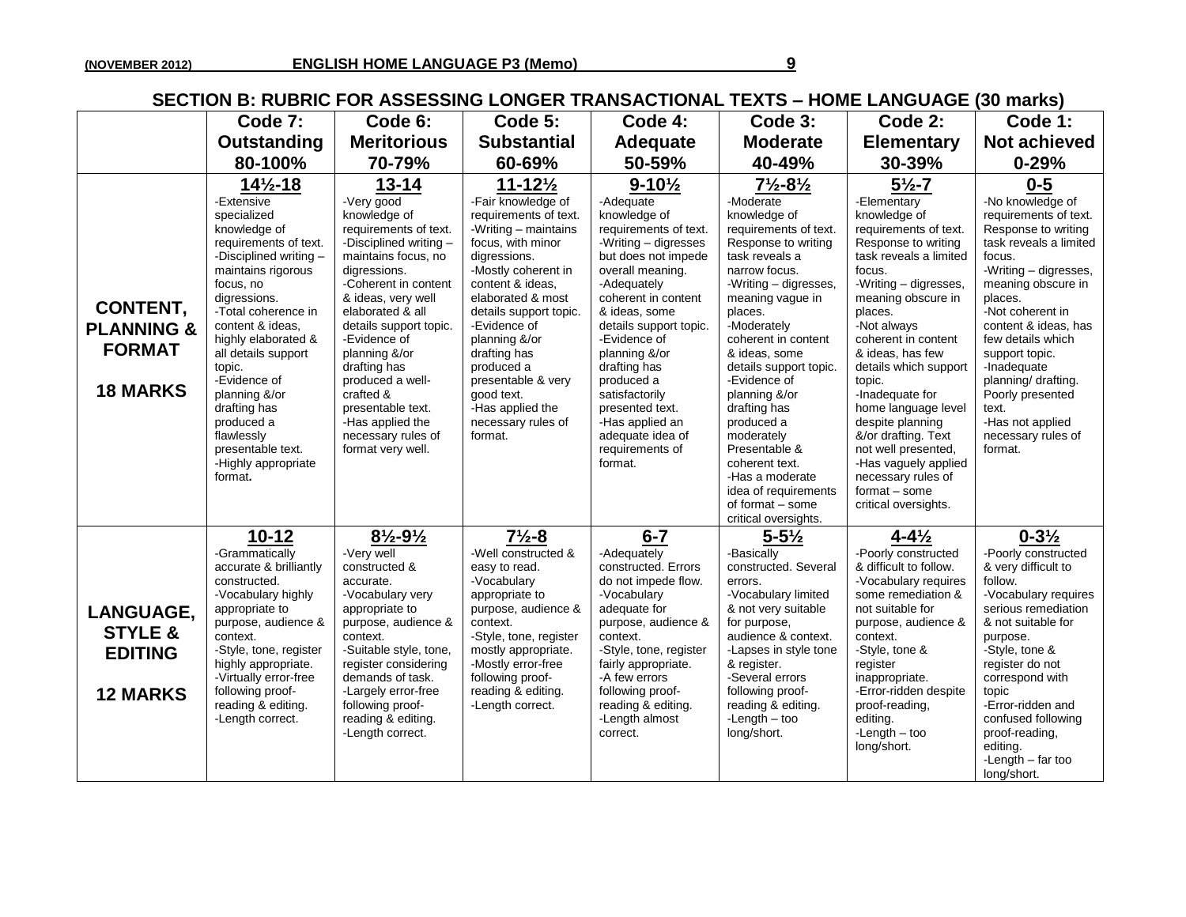## SECTION B: RUBRIC FOR ASSESSING LONGER TRANSACTIONAL TEXTS – HOME LANGUAGE (30 marks)

| | Code 7: Outstanding 80-100% | Code 6: Meritorious 70-79% | Code 5: Substantial 60-69% | Code 4: Adequate 50-59% | Code 3: Moderate 40-49% | Code 2: Elementary 30-39% | Code 1: Not achieved 0-29% |
|---|---|---|---|---|---|---|---|
| **CONTENT, PLANNING & FORMAT**<br><br>**18 MARKS** | **14½-18**<br>-Extensive specialized knowledge of requirements of text.<br>-Disciplined writing – maintains rigorous focus, no digressions.<br>-Total coherence in content & ideas, highly elaborated & all details support topic.<br>-Evidence of planning &/or drafting has produced a flawlessly presentable text.<br>-Highly appropriate format. | **13-14**<br>-Very good knowledge of requirements of text.<br>-Disciplined writing – maintains focus, no digressions.<br>-Coherent in content & ideas, very well elaborated & all details support topic.<br>-Evidence of planning &/or drafting has produced a well-crafted & presentable text.<br>-Has applied the necessary rules of format very well. | **11-12½**<br>-Fair knowledge of requirements of text.<br>-Writing – maintains focus, with minor digressions.<br>-Mostly coherent in content & ideas, elaborated & most details support topic.<br>-Evidence of planning &/or drafting has produced a presentable & very good text.<br>-Has applied the necessary rules of format. | **9-10½**<br>-Adequate knowledge of requirements of text.<br>-Writing – digresses but does not impede overall meaning.<br>-Adequately coherent in content & ideas, some details support topic.<br>-Evidence of planning &/or drafting has produced a satisfactorily presented text.<br>-Has applied an adequate idea of requirements of format. | **7½-8½**<br>-Moderate knowledge of requirements of text. Response to writing task reveals a narrow focus.<br>-Writing – digresses, meaning vague in places.<br>-Moderately coherent in content & ideas, some details support topic.<br>-Evidence of planning &/or drafting has produced a moderately Presentable & coherent text.<br>-Has a moderate idea of requirements of format – some critical oversights. | **5½-7**<br>-Elementary knowledge of requirements of text. Response to writing task reveals a limited focus.<br>-Writing – digresses, meaning obscure in places.<br>-Not always coherent in content & ideas, has few details which support topic.<br>-Inadequate for home language level despite planning &/or drafting. Text not well presented.<br>-Has vaguely applied necessary rules of format – some critical oversights. | **0-5**<br>-No knowledge of requirements of text. Response to writing task reveals a limited focus.<br>-Writing – digresses, meaning obscure in places.<br>-Not coherent in content & ideas, has few details which support topic.<br>-Inadequate planning/ drafting. Poorly presented text.<br>-Has not applied necessary rules of format. |
| **LANGUAGE, STYLE & EDITING**<br><br>**12 MARKS** | **10-12**<br>-Grammatically accurate & brilliantly constructed.<br>-Vocabulary highly appropriate to purpose, audience & context.<br>-Style, tone, register highly appropriate.<br>-Virtually error-free following proof-reading & editing.<br>-Length correct. | **8½-9½**<br>-Very well constructed & accurate.<br>-Vocabulary very appropriate to purpose, audience & context.<br>-Suitable style, tone, register considering demands of task.<br>-Largely error-free following proof-reading & editing.<br>-Length correct. | **7½-8**<br>-Well constructed & easy to read.<br>-Vocabulary appropriate to purpose, audience & context.<br>-Style, tone, register mostly appropriate.<br>-Mostly error-free following proof-reading & editing.<br>-Length correct. | **6-7**<br>-Adequately constructed. Errors do not impede flow.<br>-Vocabulary adequate for purpose, audience & context.<br>-Style, tone, register fairly appropriate.<br>-A few errors following proof-reading & editing.<br>-Length almost correct. | **5-5½**<br>-Basically constructed. Several errors.<br>-Vocabulary limited & not very suitable for purpose, audience & context.<br>-Lapses in style tone & register.<br>-Several errors following proof-reading & editing.<br>-Length – too long/short. | **4-4½**<br>-Poorly constructed & difficult to follow.<br>-Vocabulary requires some remediation & not suitable for purpose, audience & context.<br>-Style, tone & register inappropriate.<br>-Error-ridden despite proof-reading, editing.<br>-Length – too long/short. | **0-3½**<br>-Poorly constructed & very difficult to follow.<br>-Vocabulary requires serious remediation & not suitable for purpose.<br>-Style, tone & register do not correspond with topic<br>-Error-ridden and confused following proof-reading, editing.<br>-Length – far too long/short. |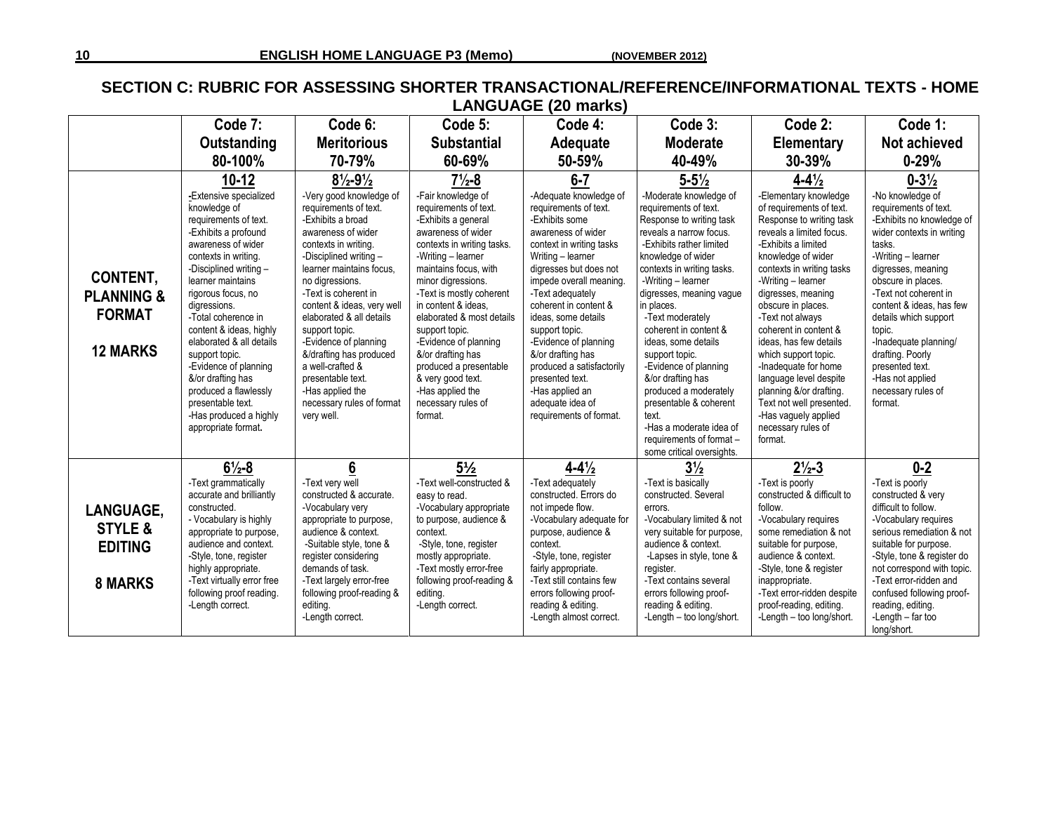## SECTION C: RUBRIC FOR ASSESSING SHORTER TRANSACTIONAL/REFERENCE/INFORMATIONAL TEXTS - HOME LANGUAGE (20 marks)

| | Code 7: Outstanding 80-100% | Code 6: Meritorious 70-79% | Code 5: Substantial 60-69% | Code 4: Adequate 50-59% | Code 3: Moderate 40-49% | Code 2: Elementary 30-39% | Code 1: Not achieved 0-29% |
|---|---|---|---|---|---|---|---|
| **CONTENT, PLANNING & FORMAT 12 MARKS** | **10-12** -Extensive specialized knowledge of requirements of text. -Exhibits a profound awareness of wider contexts in writing. -Disciplined writing – learner maintains rigorous focus, no digressions. -Total coherence in content & ideas, highly elaborated & all details support topic. -Evidence of planning &/or drafting has produced a flawlessly presentable text. -Has produced a highly appropriate format. | **8½-9½** -Very good knowledge of requirements of text. -Exhibits a broad awareness of wider contexts in writing. -Disciplined writing – learner maintains focus, no digressions. -Text is coherent in content & ideas, very well elaborated & all details support topic. -Evidence of planning &/drafting has produced a well-crafted & presentable text. -Has applied the necessary rules of format very well. | **7½-8** -Fair knowledge of requirements of text. -Exhibits a general awareness of wider contexts in writing tasks. -Writing – learner maintains focus, with minor digressions. -Text is mostly coherent in content & ideas, elaborated & most details support topic. -Evidence of planning &/or drafting has produced a presentable & very good text. -Has applied the necessary rules of format. | **6-7** -Adequate knowledge of requirements of text. -Exhibits some awareness of wider context in writing tasks Writing – learner digresses but does not impede overall meaning. -Text adequately coherent in content & ideas, some details support topic. -Evidence of planning &/or drafting has produced a satisfactorily presented text. -Has applied an adequate idea of requirements of format. | **5-5½** -Moderate knowledge of requirements of text. Response to writing task reveals a narrow focus. -Exhibits rather limited knowledge of wider contexts in writing tasks. -Writing – learner digresses, meaning vague in places. -Text moderately coherent in content & ideas, some details support topic. -Evidence of planning &/or drafting has produced a moderately presentable & coherent text. -Has a moderate idea of requirements of format – some critical oversights. | **4-4½** -Elementary knowledge of requirements of text. Response to writing task reveals a limited focus. -Exhibits a limited knowledge of wider contexts in writing tasks -Writing – learner digresses, meaning obscure in places. -Text not always coherent in content & ideas, has few details which support topic. -Inadequate for home language level despite planning &/or drafting. Text not well presented. -Has vaguely applied necessary rules of format. | **0-3½** -No knowledge of requirements of text. -Exhibits no knowledge of wider contexts in writing tasks. -Writing – learner digresses, meaning obscure in places. -Text not coherent in content & ideas, has few details which support topic. -Inadequate planning/ drafting. Poorly presented text. -Has not applied necessary rules of format. |
| **LANGUAGE, STYLE & EDITING 8 MARKS** | **6½-8** -Text grammatically accurate and brilliantly constructed. - Vocabulary is highly appropriate to purpose, audience and context. -Style, tone, register highly appropriate. -Text virtually error free following proof reading. -Length correct. | **6** -Text very well constructed & accurate. -Vocabulary very appropriate to purpose, audience & context. -Suitable style, tone & register considering demands of task. -Text largely error-free following proof-reading & editing. -Length correct. | **5½** -Text well-constructed & easy to read. -Vocabulary appropriate to purpose, audience & context. -Style, tone, register mostly appropriate. -Text mostly error-free following proof-reading & editing. -Length correct. | **4-4½** -Text adequately constructed. Errors do not impede flow. -Vocabulary adequate for purpose, audience & context. -Style, tone, register fairly appropriate. -Text still contains few errors following proof-reading & editing. -Length almost correct. | **3½** -Text is basically constructed. Several errors. -Vocabulary limited & not very suitable for purpose, audience & context. -Lapses in style, tone & register. -Text contains several errors following proof-reading & editing. -Length – too long/short. | **2½-3** -Text is poorly constructed & difficult to follow. -Vocabulary requires some remediation & not suitable for purpose, audience & context. -Style, tone & register inappropriate. -Text error-ridden despite proof-reading, editing. -Length – too long/short. | **0-2** -Text is poorly constructed & very difficult to follow. -Vocabulary requires serious remediation & not suitable for purpose. -Style, tone & register do not correspond with topic. -Text error-ridden and confused following proof-reading, editing. -Length – far too long/short. |